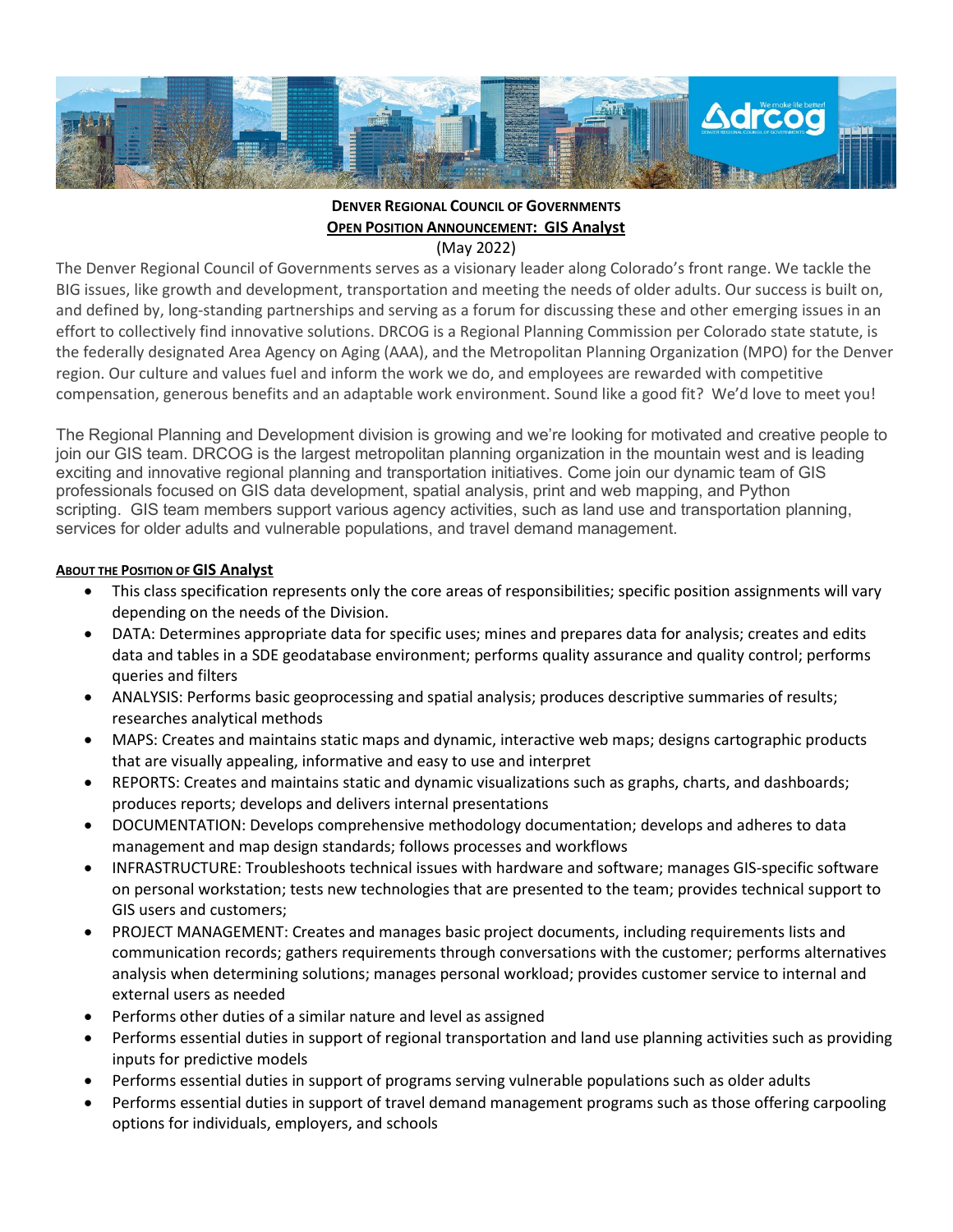**DENVER REGIONAL COUNCIL OF GOVERNMENTS**

**OPEN POSITION ANNOUNCEMENT: GIS Analyst**

(May 2022)

The Denver Regional Council of Governments serves as a visionary leader along Colorado's front range. We tackle the BIG issues, like growth and development, transportation and meeting the needs of older adults. Our success is built on, and defined by, long-standing partnerships and serving as a forum for discussing these and other emerging issues in an effort to collectively find innovative solutions. DRCOG is a Regional Planning Commission per Colorado state statute, is the federally designated Area Agency on Aging (AAA), and the Metropolitan Planning Organization (MPO) for the Denver region. Our culture and values fuel and inform the work we do, and employees are rewarded with competitive compensation, generous benefits and an adaptable work environment. Sound like a good fit? We'd love to meet you!

The Regional Planning and Development division is growing and we're looking for motivated and creative people to join our GIS team. DRCOG is the largest metropolitan planning organization in the mountain west and is leading exciting and innovative regional planning and transportation initiatives. Come join our dynamic team of GIS professionals focused on GIS data development, spatial analysis, print and web mapping, and Python scripting. GIS team members support various agency activities, such as land use and transportation planning, services for older adults and vulnerable populations, and travel demand management.

**ABOUT THE POSITION OF GIS Analyst**

- This class specification represents only the core areas of responsibilities; specific position assignments will vary depending on the needs of the Division.
- DATA: Determines appropriate data for specific uses; mines and prepares data for analysis; creates and edits data and tables in a SDE geodatabase environment; performs quality assurance and quality control; performs queries and filters
- ANALYSIS: Performs basic geoprocessing and spatial analysis; produces descriptive summaries of results; researches analytical methods
- MAPS: Creates and maintains static maps and dynamic, interactive web maps; designs cartographic products that are visually appealing, informative and easy to use and interpret
- REPORTS: Creates and maintains static and dynamic visualizations such as graphs, charts, and dashboards; produces reports; develops and delivers internal presentations
- DOCUMENTATION: Develops comprehensive methodology documentation; develops and adheres to data management and map design standards; follows processes and workflows
- INFRASTRUCTURE: Troubleshoots technical issues with hardware and software; manages GIS-specific software on personal workstation; tests new technologies that are presented to the team; provides technical support to GIS users and customers;
- PROJECT MANAGEMENT: Creates and manages basic project documents, including requirements lists and communication records; gathers requirements through conversations with the customer; performs alternatives analysis when determining solutions; manages personal workload; provides customer service to internal and external users as needed
- Performs other duties of a similar nature and level as assigned
- Performs essential duties in support of regional transportation and land use planning activities such as providing inputs for predictive models
- Performs essential duties in support of programs serving vulnerable populations such as older adults
- Performs essential duties in support of travel demand management programs such as those offering carpooling options for individuals, employers, and schools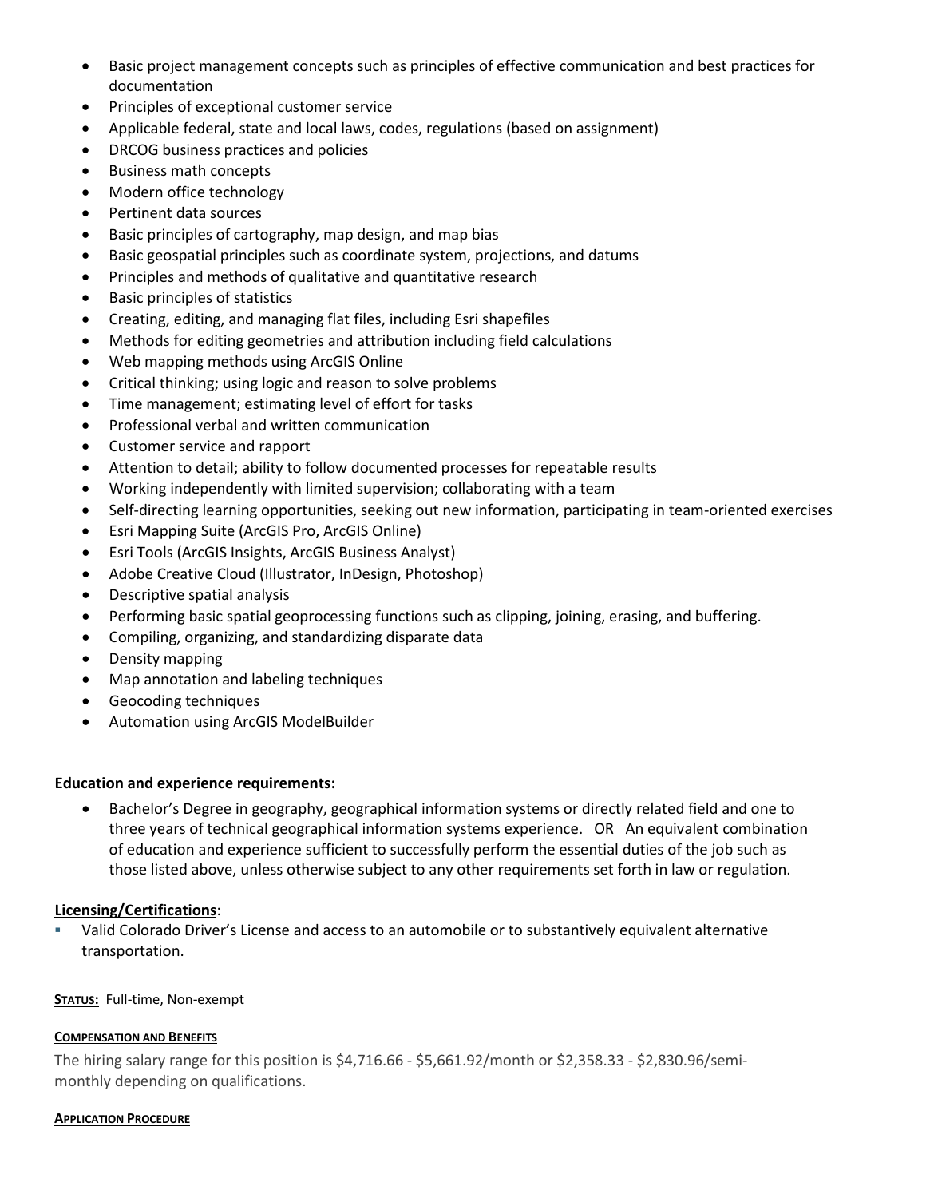- Basic project management concepts such as principles of effective communication and best practices for documentation
- Principles of exceptional customer service
- Applicable federal, state and local laws, codes, regulations (based on assignment)
- DRCOG business practices and policies
- Business math concepts
- Modern office technology
- Pertinent data sources
- Basic principles of cartography, map design, and map bias
- Basic geospatial principles such as coordinate system, projections, and datums
- Principles and methods of qualitative and quantitative research
- Basic principles of statistics
- Creating, editing, and managing flat files, including Esri shapefiles
- Methods for editing geometries and attribution including field calculations
- Web mapping methods using ArcGIS Online
- Critical thinking; using logic and reason to solve problems
- Time management; estimating level of effort for tasks
- Professional verbal and written communication
- Customer service and rapport
- Attention to detail; ability to follow documented processes for repeatable results
- Working independently with limited supervision; collaborating with a team
- Self-directing learning opportunities, seeking out new information, participating in team-oriented exercises
- Esri Mapping Suite (ArcGIS Pro, ArcGIS Online)
- Esri Tools (ArcGIS Insights, ArcGIS Business Analyst)
- Adobe Creative Cloud (Illustrator, InDesign, Photoshop)
- Descriptive spatial analysis
- Performing basic spatial geoprocessing functions such as clipping, joining, erasing, and buffering.
- Compiling, organizing, and standardizing disparate data
- Density mapping
- Map annotation and labeling techniques
- Geocoding techniques
- Automation using ArcGIS ModelBuilder

**Education and experience requirements:**

- Bachelor's Degree in geography, geographical information systems or directly related field and one to three years of technical geographical information systems experience. OR An equivalent combination of education and experience sufficient to successfully perform the essential duties of the job such as those listed above, unless otherwise subject to any other requirements set forth in law or regulation.

**Licensing/Certifications**:

- Valid Colorado Driver's License and access to an automobile or to substantively equivalent alternative transportation.

**STATUS:** Full-time, Non-exempt

**COMPENSATION AND BENEFITS**

The hiring salary range for this position is $4,716.66 - $5,661.92/month or $2,358.33 - $2,830.96/semi-monthly depending on qualifications.

**APPLICATION PROCEDURE**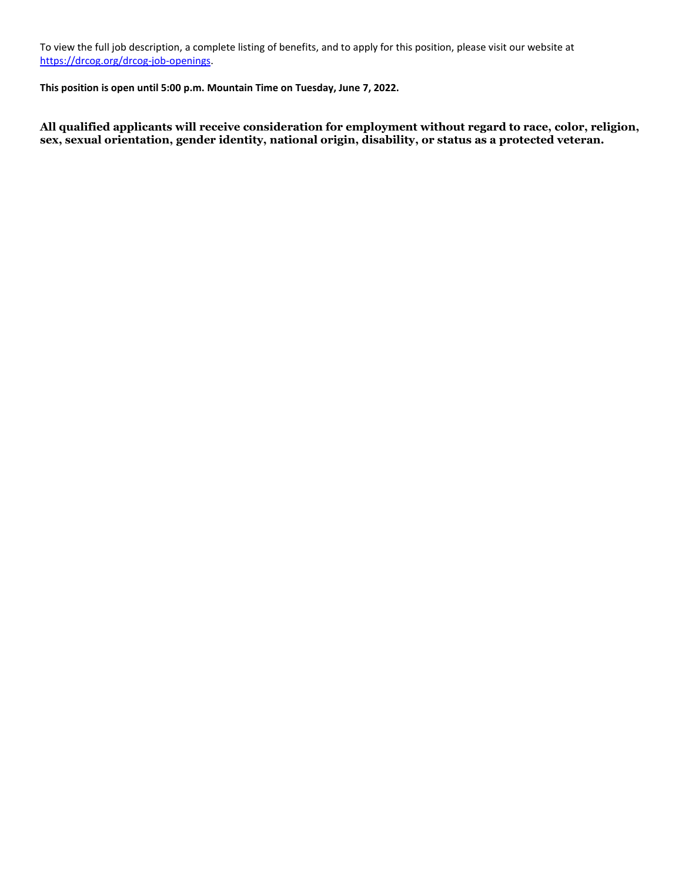To view the full job description, a complete listing of benefits, and to apply for this position, please visit our website at [https://drcog.org/drcog-job-openings](https://drcog.org/drcog-job-openings).

**This position is open until 5:00 p.m. Mountain Time on Tuesday, June 7, 2022.**

**All qualified applicants will receive consideration for employment without regard to race, color, religion, sex, sexual orientation, gender identity, national origin, disability, or status as a protected veteran.**